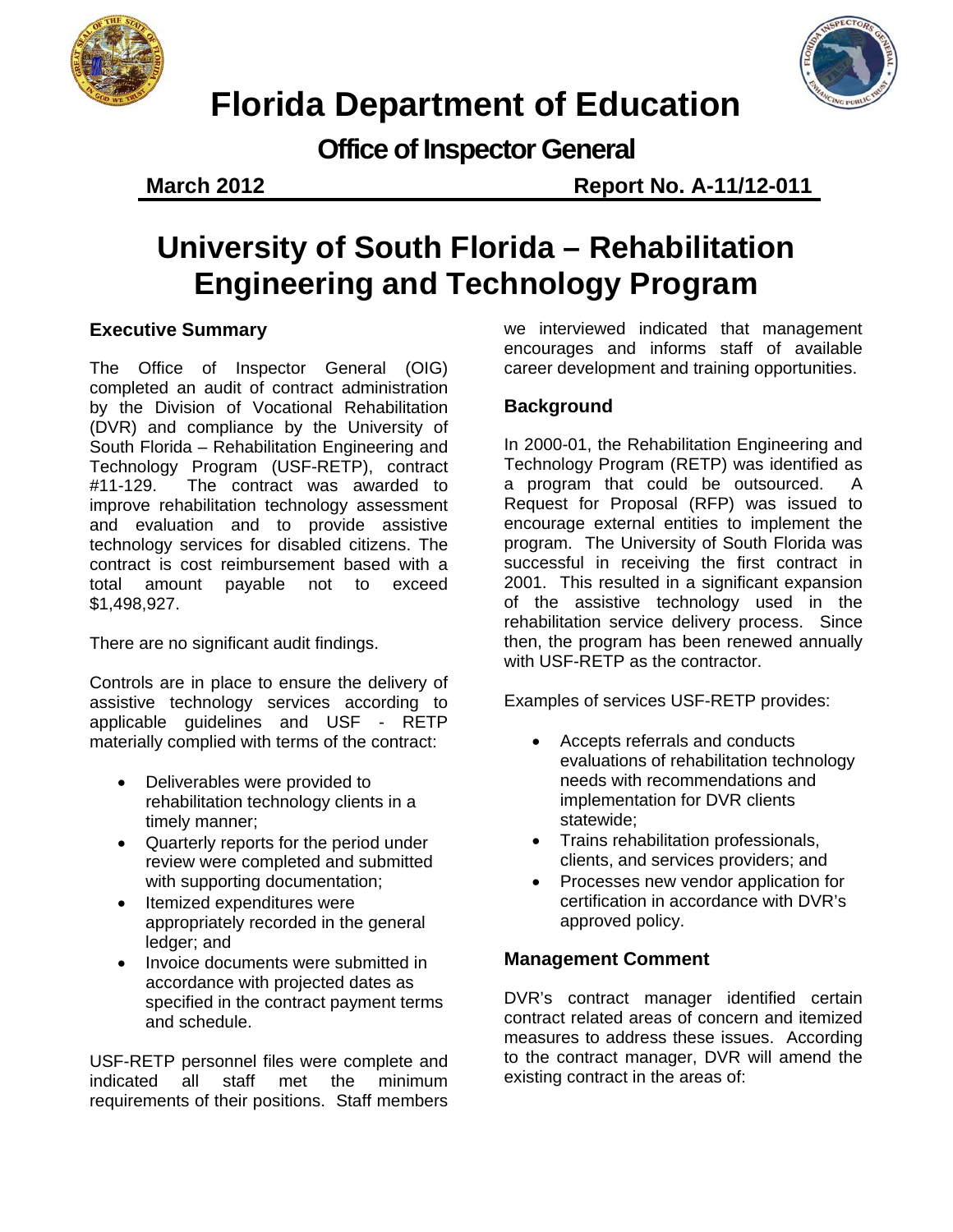# Florida Department of Education

## Office of Inspector General

**March 2012** **Report No. A-11/12-011**

# University of South Florida – Rehabilitation Engineering and Technology Program

### Executive Summary

The Office of Inspector General (OIG) completed an audit of contract administration by the Division of Vocational Rehabilitation (DVR) and compliance by the University of South Florida – Rehabilitation Engineering and Technology Program (USF-RETP), contract #11-129. The contract was awarded to improve rehabilitation technology assessment and evaluation and to provide assistive technology services for disabled citizens. The contract is cost reimbursement based with a total amount payable not to exceed $1,498,927.

There are no significant audit findings.

Controls are in place to ensure the delivery of assistive technology services according to applicable guidelines and USF - RETP materially complied with terms of the contract:

- Deliverables were provided to rehabilitation technology clients in a timely manner;
- Quarterly reports for the period under review were completed and submitted with supporting documentation;
- Itemized expenditures were appropriately recorded in the general ledger; and
- Invoice documents were submitted in accordance with projected dates as specified in the contract payment terms and schedule.

USF-RETP personnel files were complete and indicated all staff met the minimum requirements of their positions. Staff members we interviewed indicated that management encourages and informs staff of available career development and training opportunities.

### Background

In 2000-01, the Rehabilitation Engineering and Technology Program (RETP) was identified as a program that could be outsourced. A Request for Proposal (RFP) was issued to encourage external entities to implement the program. The University of South Florida was successful in receiving the first contract in 2001. This resulted in a significant expansion of the assistive technology used in the rehabilitation service delivery process. Since then, the program has been renewed annually with USF-RETP as the contractor.

Examples of services USF-RETP provides:

- Accepts referrals and conducts evaluations of rehabilitation technology needs with recommendations and implementation for DVR clients statewide;
- Trains rehabilitation professionals, clients, and services providers; and
- Processes new vendor application for certification in accordance with DVR's approved policy.

### Management Comment

DVR's contract manager identified certain contract related areas of concern and itemized measures to address these issues. According to the contract manager, DVR will amend the existing contract in the areas of: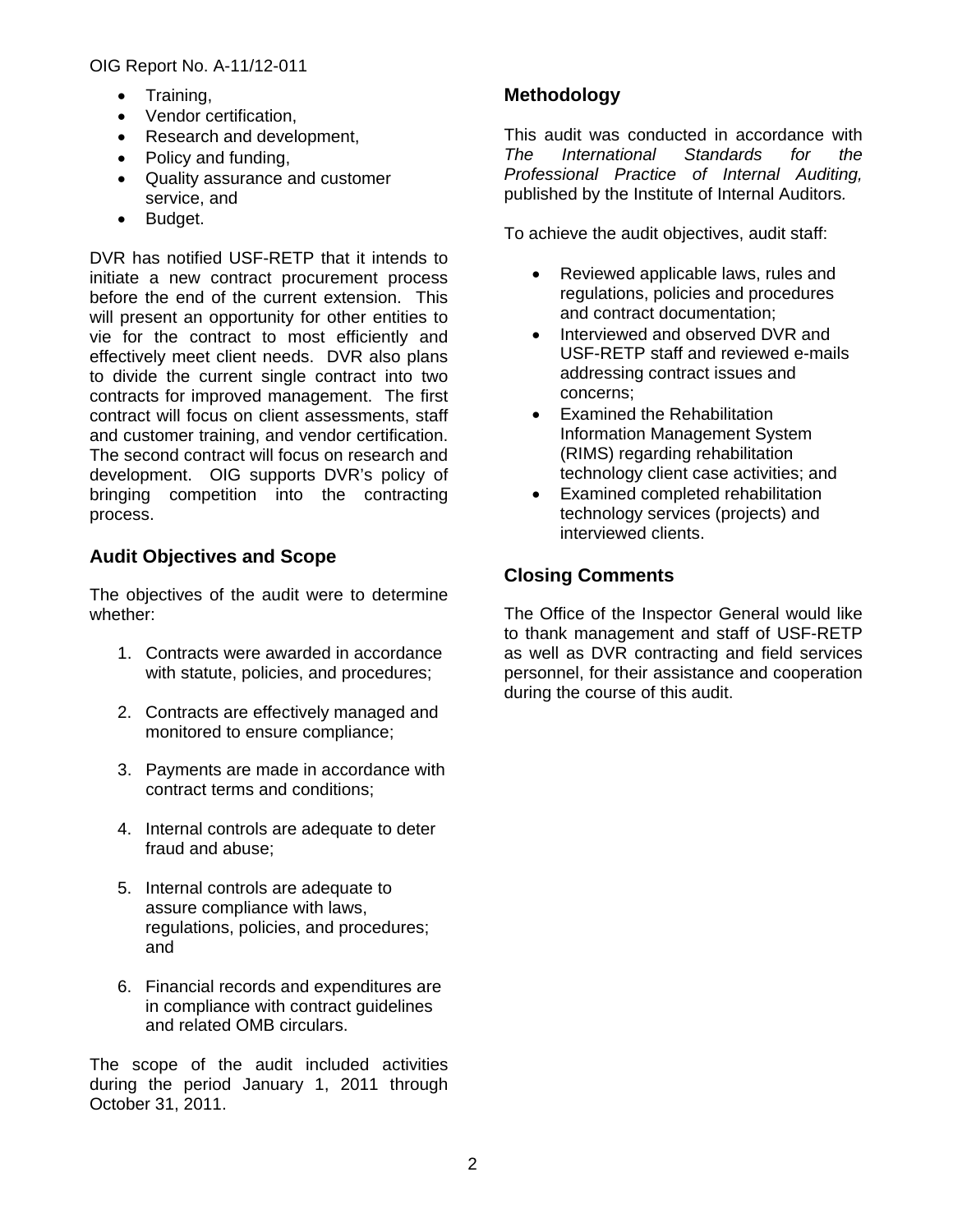- Training,
- Vendor certification,
- Research and development,
- Policy and funding,
- Quality assurance and customer service, and
- Budget.

DVR has notified USF-RETP that it intends to initiate a new contract procurement process before the end of the current extension. This will present an opportunity for other entities to vie for the contract to most efficiently and effectively meet client needs. DVR also plans to divide the current single contract into two contracts for improved management. The first contract will focus on client assessments, staff and customer training, and vendor certification. The second contract will focus on research and development. OIG supports DVR's policy of bringing competition into the contracting process.

## Audit Objectives and Scope

The objectives of the audit were to determine whether:

1. Contracts were awarded in accordance with statute, policies, and procedures;
2. Contracts are effectively managed and monitored to ensure compliance;
3. Payments are made in accordance with contract terms and conditions;
4. Internal controls are adequate to deter fraud and abuse;
5. Internal controls are adequate to assure compliance with laws, regulations, policies, and procedures; and
6. Financial records and expenditures are in compliance with contract guidelines and related OMB circulars.

The scope of the audit included activities during the period January 1, 2011 through October 31, 2011.

## Methodology

This audit was conducted in accordance with *The International Standards for the Professional Practice of Internal Auditing,* published by the Institute of Internal Auditors.

To achieve the audit objectives, audit staff:

- Reviewed applicable laws, rules and regulations, policies and procedures and contract documentation;
- Interviewed and observed DVR and USF-RETP staff and reviewed e-mails addressing contract issues and concerns;
- Examined the Rehabilitation Information Management System (RIMS) regarding rehabilitation technology client case activities; and
- Examined completed rehabilitation technology services (projects) and interviewed clients.

## Closing Comments

The Office of the Inspector General would like to thank management and staff of USF-RETP as well as DVR contracting and field services personnel, for their assistance and cooperation during the course of this audit.